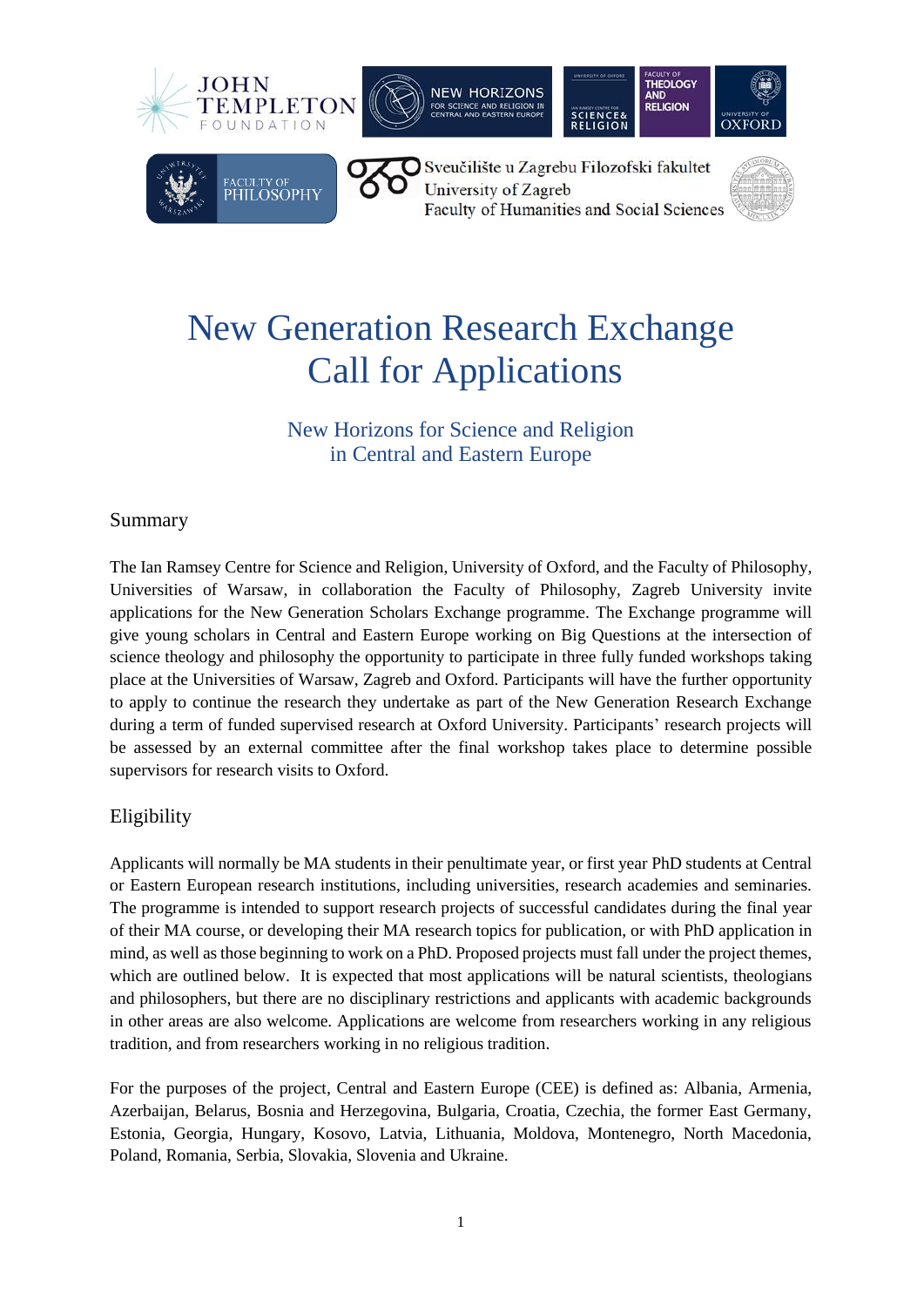# New Generation Research Exchange
# Call for Applications

### New Horizons for Science and Religion in Central and Eastern Europe

## Summary

The Ian Ramsey Centre for Science and Religion, University of Oxford, and the Faculty of Philosophy, Universities of Warsaw, in collaboration the Faculty of Philosophy, Zagreb University invite applications for the New Generation Scholars Exchange programme. The Exchange programme will give young scholars in Central and Eastern Europe working on Big Questions at the intersection of science theology and philosophy the opportunity to participate in three fully funded workshops taking place at the Universities of Warsaw, Zagreb and Oxford. Participants will have the further opportunity to apply to continue the research they undertake as part of the New Generation Research Exchange during a term of funded supervised research at Oxford University. Participants' research projects will be assessed by an external committee after the final workshop takes place to determine possible supervisors for research visits to Oxford.

## Eligibility

Applicants will normally be MA students in their penultimate year, or first year PhD students at Central or Eastern European research institutions, including universities, research academies and seminaries. The programme is intended to support research projects of successful candidates during the final year of their MA course, or developing their MA research topics for publication, or with PhD application in mind, as well as those beginning to work on a PhD. Proposed projects must fall under the project themes, which are outlined below. It is expected that most applications will be natural scientists, theologians and philosophers, but there are no disciplinary restrictions and applicants with academic backgrounds in other areas are also welcome. Applications are welcome from researchers working in any religious tradition, and from researchers working in no religious tradition.

For the purposes of the project, Central and Eastern Europe (CEE) is defined as: Albania, Armenia, Azerbaijan, Belarus, Bosnia and Herzegovina, Bulgaria, Croatia, Czechia, the former East Germany, Estonia, Georgia, Hungary, Kosovo, Latvia, Lithuania, Moldova, Montenegro, North Macedonia, Poland, Romania, Serbia, Slovakia, Slovenia and Ukraine.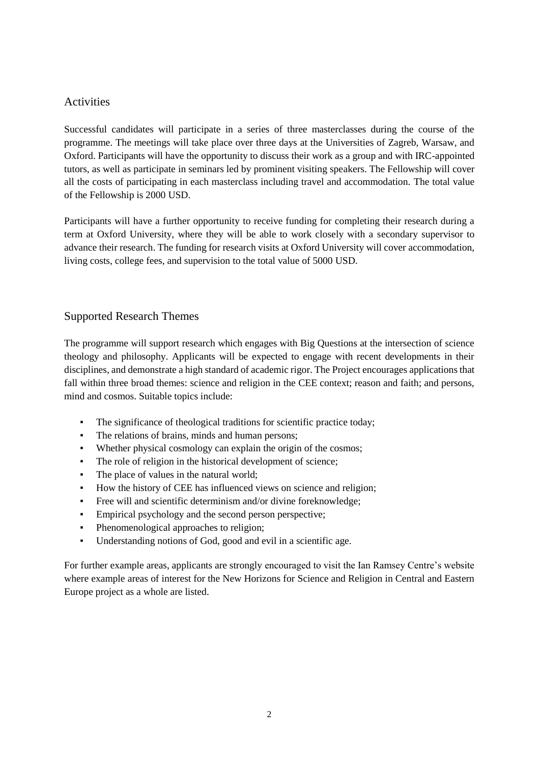## Activities

Successful candidates will participate in a series of three masterclasses during the course of the programme. The meetings will take place over three days at the Universities of Zagreb, Warsaw, and Oxford. Participants will have the opportunity to discuss their work as a group and with IRC-appointed tutors, as well as participate in seminars led by prominent visiting speakers. The Fellowship will cover all the costs of participating in each masterclass including travel and accommodation. The total value of the Fellowship is 2000 USD.

Participants will have a further opportunity to receive funding for completing their research during a term at Oxford University, where they will be able to work closely with a secondary supervisor to advance their research. The funding for research visits at Oxford University will cover accommodation, living costs, college fees, and supervision to the total value of 5000 USD.

## Supported Research Themes

The programme will support research which engages with Big Questions at the intersection of science theology and philosophy. Applicants will be expected to engage with recent developments in their disciplines, and demonstrate a high standard of academic rigor. The Project encourages applications that fall within three broad themes: science and religion in the CEE context; reason and faith; and persons, mind and cosmos. Suitable topics include:

- The significance of theological traditions for scientific practice today;
- The relations of brains, minds and human persons;
- Whether physical cosmology can explain the origin of the cosmos;
- The role of religion in the historical development of science;
- The place of values in the natural world;
- How the history of CEE has influenced views on science and religion;
- Free will and scientific determinism and/or divine foreknowledge;
- Empirical psychology and the second person perspective;
- Phenomenological approaches to religion;
- Understanding notions of God, good and evil in a scientific age.

For further example areas, applicants are strongly encouraged to visit the Ian Ramsey Centre's website where example areas of interest for the New Horizons for Science and Religion in Central and Eastern Europe project as a whole are listed.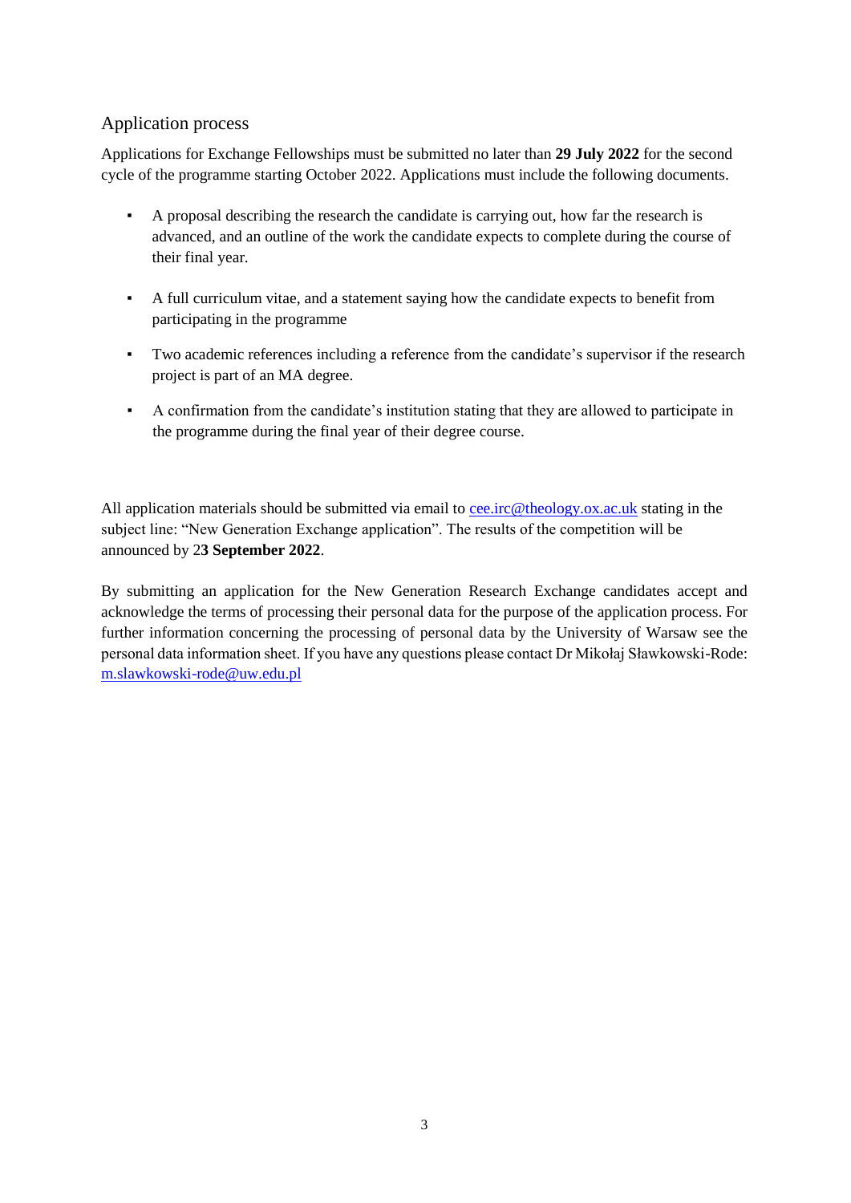## Application process

Applications for Exchange Fellowships must be submitted no later than **29 July 2022** for the second cycle of the programme starting October 2022. Applications must include the following documents.

- A proposal describing the research the candidate is carrying out, how far the research is advanced, and an outline of the work the candidate expects to complete during the course of their final year.
- A full curriculum vitae, and a statement saying how the candidate expects to benefit from participating in the programme
- Two academic references including a reference from the candidate's supervisor if the research project is part of an MA degree.
- A confirmation from the candidate's institution stating that they are allowed to participate in the programme during the final year of their degree course.

All application materials should be submitted via email to cee.irc@theology.ox.ac.uk stating in the subject line: "New Generation Exchange application". The results of the competition will be announced by 2**3 September 2022**.

By submitting an application for the New Generation Research Exchange candidates accept and acknowledge the terms of processing their personal data for the purpose of the application process. For further information concerning the processing of personal data by the University of Warsaw see the personal data information sheet. If you have any questions please contact Dr Mikołaj Sławkowski-Rode: m.slawkowski-rode@uw.edu.pl